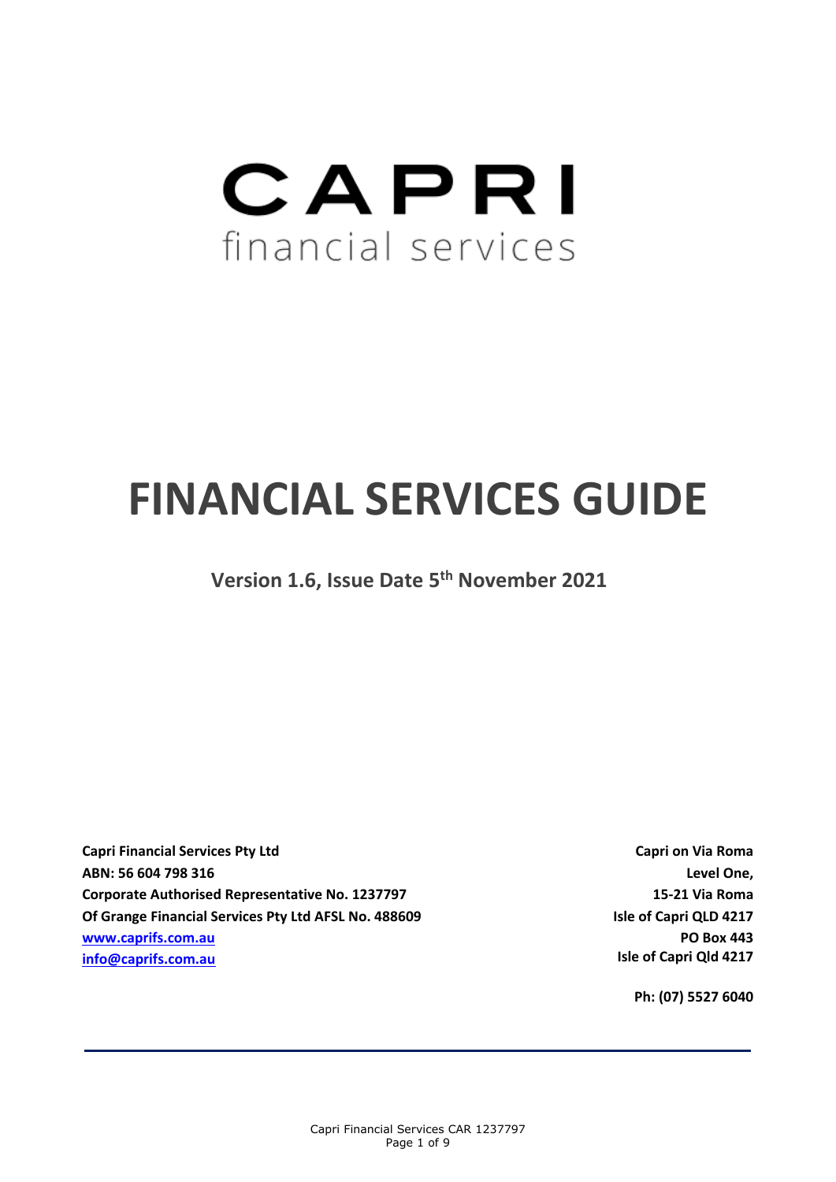CAPRI

financial services

# FINANCIAL SERVICES GUIDE

**Version 1.6, Issue Date 5th November 2021**

**Capri Financial Services Pty Ltd**
**ABN: 56 604 798 316**
**Corporate Authorised Representative No. 1237797**
**Of Grange Financial Services Pty Ltd AFSL No. 488609**
**[www.caprifs.com.au](www.caprifs.com.au)**
**[info@caprifs.com.au](mailto:info@caprifs.com.au)**

**Capri on Via Roma**
**Level One,**
**15-21 Via Roma**
**Isle of Capri QLD 4217**
**PO Box 443**
**Isle of Capri Qld 4217**

**Ph: (07) 5527 6040**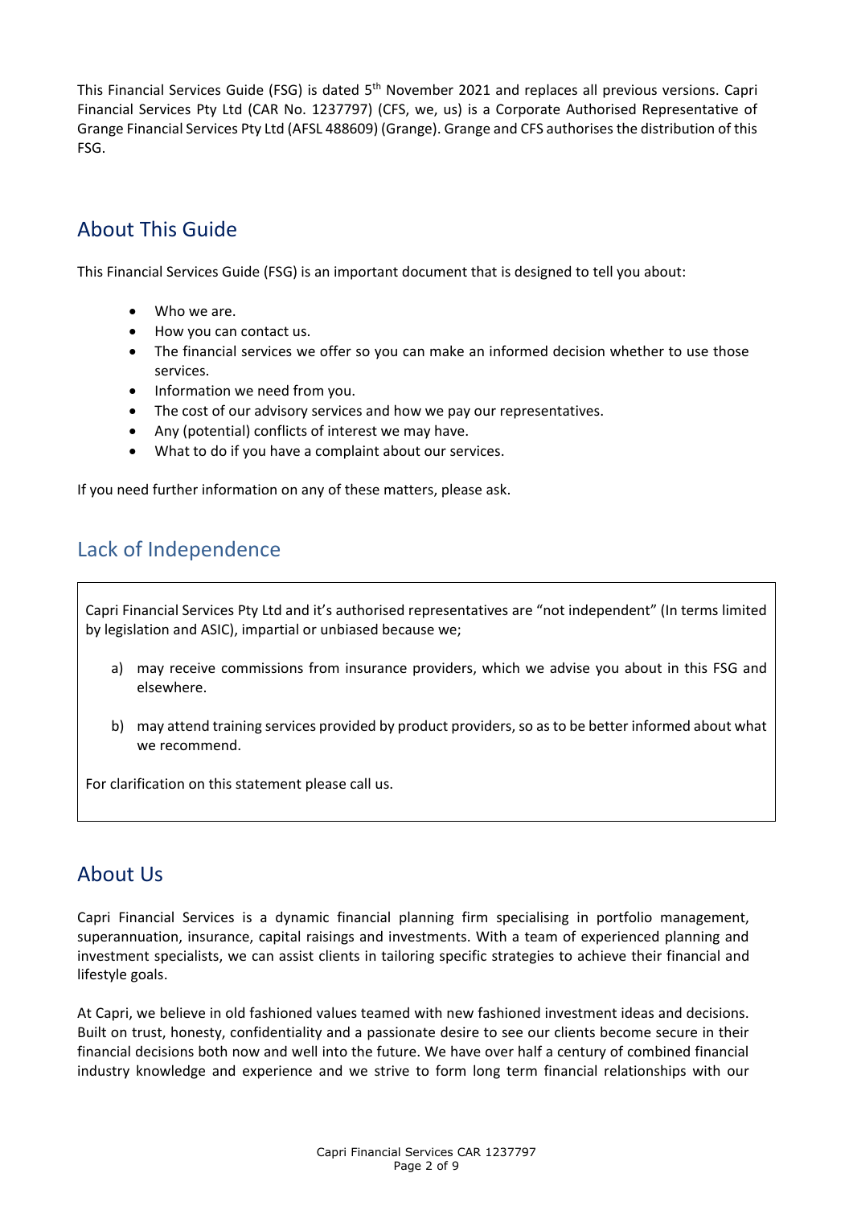This Financial Services Guide (FSG) is dated 5th November 2021 and replaces all previous versions. Capri Financial Services Pty Ltd (CAR No. 1237797) (CFS, we, us) is a Corporate Authorised Representative of Grange Financial Services Pty Ltd (AFSL 488609) (Grange). Grange and CFS authorises the distribution of this FSG.

## About This Guide

This Financial Services Guide (FSG) is an important document that is designed to tell you about:

- Who we are.
- How you can contact us.
- The financial services we offer so you can make an informed decision whether to use those services.
- Information we need from you.
- The cost of our advisory services and how we pay our representatives.
- Any (potential) conflicts of interest we may have.
- What to do if you have a complaint about our services.

If you need further information on any of these matters, please ask.

## Lack of Independence

Capri Financial Services Pty Ltd and it's authorised representatives are "not independent" (In terms limited by legislation and ASIC), impartial or unbiased because we;

a) may receive commissions from insurance providers, which we advise you about in this FSG and elsewhere.

b) may attend training services provided by product providers, so as to be better informed about what we recommend.

For clarification on this statement please call us.

## About Us

Capri Financial Services is a dynamic financial planning firm specialising in portfolio management, superannuation, insurance, capital raisings and investments. With a team of experienced planning and investment specialists, we can assist clients in tailoring specific strategies to achieve their financial and lifestyle goals.

At Capri, we believe in old fashioned values teamed with new fashioned investment ideas and decisions. Built on trust, honesty, confidentiality and a passionate desire to see our clients become secure in their financial decisions both now and well into the future. We have over half a century of combined financial industry knowledge and experience and we strive to form long term financial relationships with our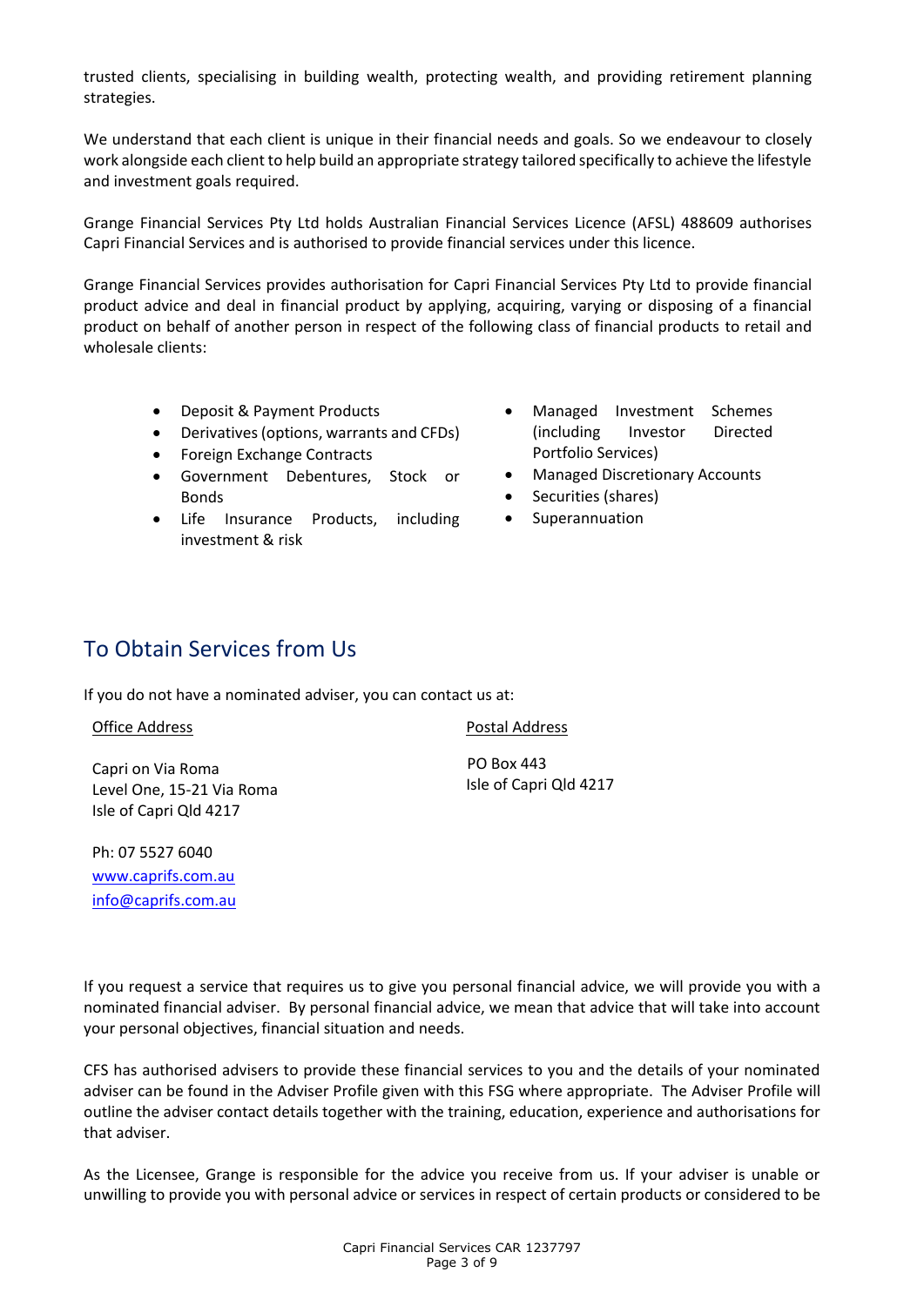trusted clients, specialising in building wealth, protecting wealth, and providing retirement planning strategies.

We understand that each client is unique in their financial needs and goals. So we endeavour to closely work alongside each client to help build an appropriate strategy tailored specifically to achieve the lifestyle and investment goals required.

Grange Financial Services Pty Ltd holds Australian Financial Services Licence (AFSL) 488609 authorises Capri Financial Services and is authorised to provide financial services under this licence.

Grange Financial Services provides authorisation for Capri Financial Services Pty Ltd to provide financial product advice and deal in financial product by applying, acquiring, varying or disposing of a financial product on behalf of another person in respect of the following class of financial products to retail and wholesale clients:

- Deposit & Payment Products
- Derivatives (options, warrants and CFDs)
- Foreign Exchange Contracts
- Government Debentures, Stock or Bonds
- Life Insurance Products, including investment & risk
- Managed Investment Schemes (including Investor Directed Portfolio Services)
- Managed Discretionary Accounts
- Securities (shares)
- Superannuation

## To Obtain Services from Us

If you do not have a nominated adviser, you can contact us at:

Office Address

Capri on Via Roma
Level One, 15-21 Via Roma
Isle of Capri Qld 4217

Postal Address

PO Box 443
Isle of Capri Qld 4217

Ph: 07 5527 6040
www.caprifs.com.au
info@caprifs.com.au

If you request a service that requires us to give you personal financial advice, we will provide you with a nominated financial adviser. By personal financial advice, we mean that advice that will take into account your personal objectives, financial situation and needs.

CFS has authorised advisers to provide these financial services to you and the details of your nominated adviser can be found in the Adviser Profile given with this FSG where appropriate. The Adviser Profile will outline the adviser contact details together with the training, education, experience and authorisations for that adviser.

As the Licensee, Grange is responsible for the advice you receive from us. If your adviser is unable or unwilling to provide you with personal advice or services in respect of certain products or considered to be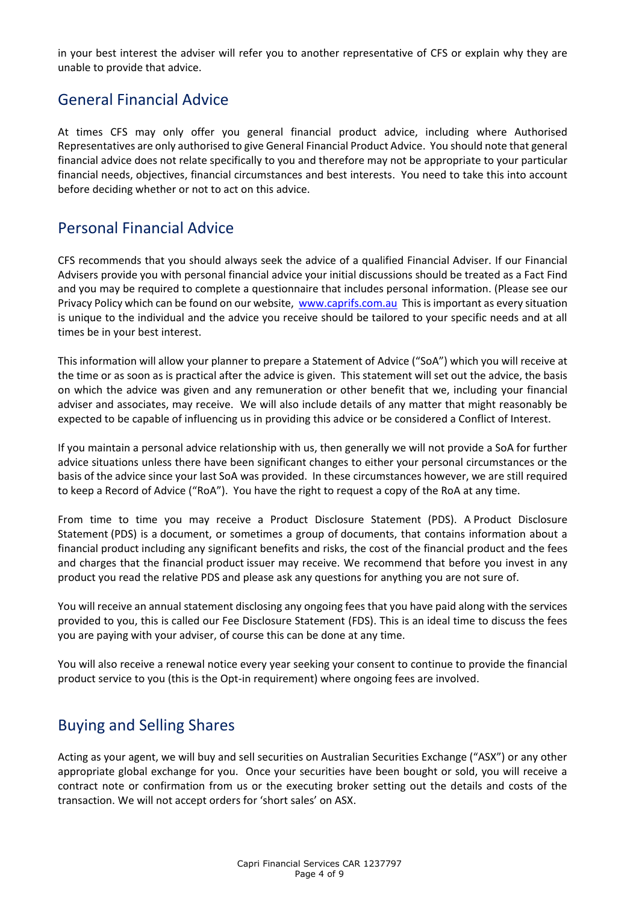in your best interest the adviser will refer you to another representative of CFS or explain why they are unable to provide that advice.

## General Financial Advice

At times CFS may only offer you general financial product advice, including where Authorised Representatives are only authorised to give General Financial Product Advice. You should note that general financial advice does not relate specifically to you and therefore may not be appropriate to your particular financial needs, objectives, financial circumstances and best interests. You need to take this into account before deciding whether or not to act on this advice.

## Personal Financial Advice

CFS recommends that you should always seek the advice of a qualified Financial Adviser. If our Financial Advisers provide you with personal financial advice your initial discussions should be treated as a Fact Find and you may be required to complete a questionnaire that includes personal information. (Please see our Privacy Policy which can be found on our website, [www.caprifs.com.au](http://www.caprifs.com.au) This is important as every situation is unique to the individual and the advice you receive should be tailored to your specific needs and at all times be in your best interest.

This information will allow your planner to prepare a Statement of Advice ("SoA") which you will receive at the time or as soon as is practical after the advice is given. This statement will set out the advice, the basis on which the advice was given and any remuneration or other benefit that we, including your financial adviser and associates, may receive. We will also include details of any matter that might reasonably be expected to be capable of influencing us in providing this advice or be considered a Conflict of Interest.

If you maintain a personal advice relationship with us, then generally we will not provide a SoA for further advice situations unless there have been significant changes to either your personal circumstances or the basis of the advice since your last SoA was provided. In these circumstances however, we are still required to keep a Record of Advice ("RoA"). You have the right to request a copy of the RoA at any time.

From time to time you may receive a Product Disclosure Statement (PDS). A Product Disclosure Statement (PDS) is a document, or sometimes a group of documents, that contains information about a financial product including any significant benefits and risks, the cost of the financial product and the fees and charges that the financial product issuer may receive. We recommend that before you invest in any product you read the relative PDS and please ask any questions for anything you are not sure of.

You will receive an annual statement disclosing any ongoing fees that you have paid along with the services provided to you, this is called our Fee Disclosure Statement (FDS). This is an ideal time to discuss the fees you are paying with your adviser, of course this can be done at any time.

You will also receive a renewal notice every year seeking your consent to continue to provide the financial product service to you (this is the Opt-in requirement) where ongoing fees are involved.

## Buying and Selling Shares

Acting as your agent, we will buy and sell securities on Australian Securities Exchange ("ASX") or any other appropriate global exchange for you. Once your securities have been bought or sold, you will receive a contract note or confirmation from us or the executing broker setting out the details and costs of the transaction. We will not accept orders for 'short sales' on ASX.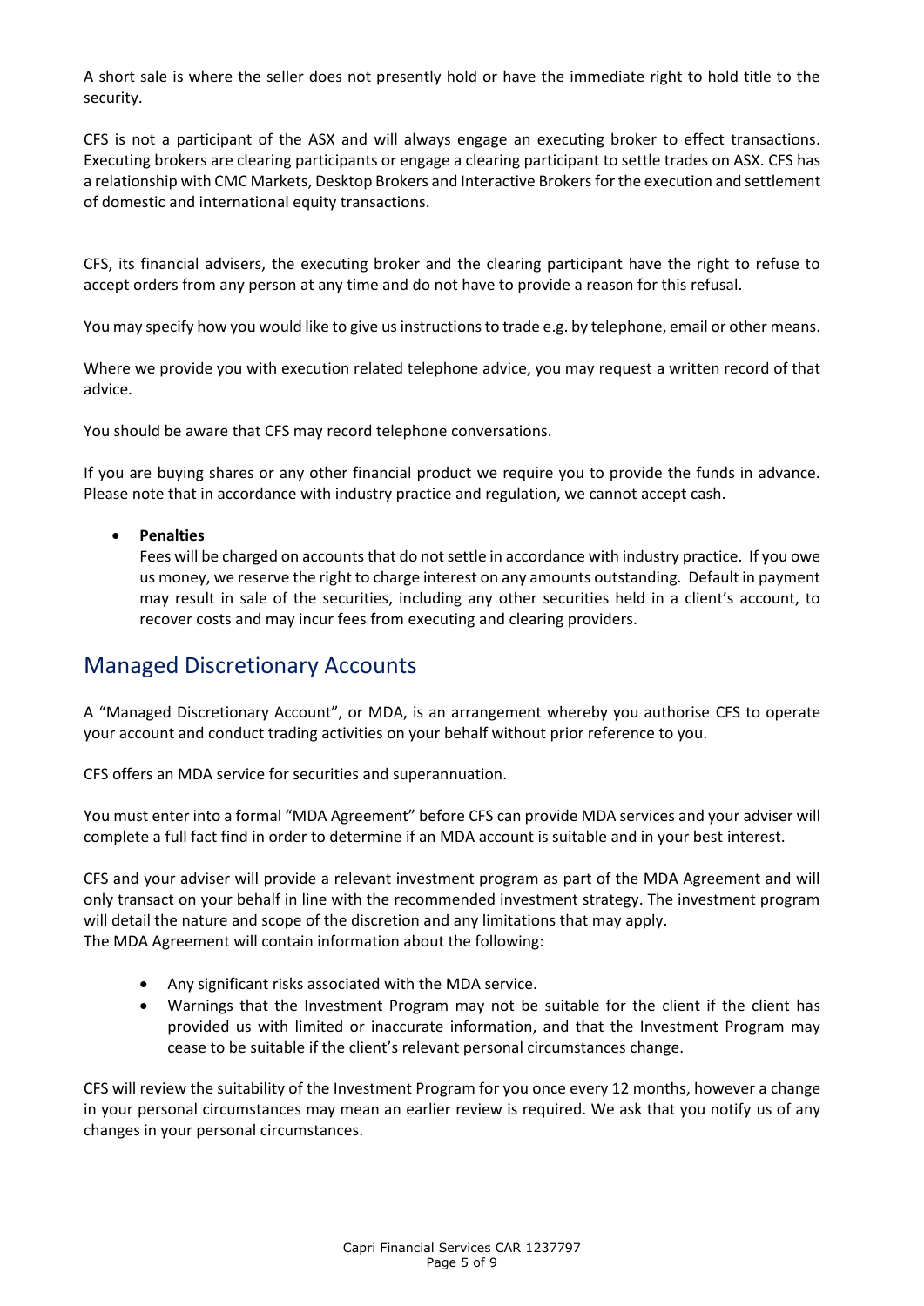A short sale is where the seller does not presently hold or have the immediate right to hold title to the security.

CFS is not a participant of the ASX and will always engage an executing broker to effect transactions. Executing brokers are clearing participants or engage a clearing participant to settle trades on ASX. CFS has a relationship with CMC Markets, Desktop Brokers and Interactive Brokers for the execution and settlement of domestic and international equity transactions.

CFS, its financial advisers, the executing broker and the clearing participant have the right to refuse to accept orders from any person at any time and do not have to provide a reason for this refusal.

You may specify how you would like to give us instructions to trade e.g. by telephone, email or other means.

Where we provide you with execution related telephone advice, you may request a written record of that advice.

You should be aware that CFS may record telephone conversations.

If you are buying shares or any other financial product we require you to provide the funds in advance. Please note that in accordance with industry practice and regulation, we cannot accept cash.

- **Penalties**
  Fees will be charged on accounts that do not settle in accordance with industry practice. If you owe us money, we reserve the right to charge interest on any amounts outstanding. Default in payment may result in sale of the securities, including any other securities held in a client's account, to recover costs and may incur fees from executing and clearing providers.

## Managed Discretionary Accounts

A "Managed Discretionary Account", or MDA, is an arrangement whereby you authorise CFS to operate your account and conduct trading activities on your behalf without prior reference to you.

CFS offers an MDA service for securities and superannuation.

You must enter into a formal "MDA Agreement" before CFS can provide MDA services and your adviser will complete a full fact find in order to determine if an MDA account is suitable and in your best interest.

CFS and your adviser will provide a relevant investment program as part of the MDA Agreement and will only transact on your behalf in line with the recommended investment strategy. The investment program will detail the nature and scope of the discretion and any limitations that may apply.
The MDA Agreement will contain information about the following:

- Any significant risks associated with the MDA service.
- Warnings that the Investment Program may not be suitable for the client if the client has provided us with limited or inaccurate information, and that the Investment Program may cease to be suitable if the client's relevant personal circumstances change.

CFS will review the suitability of the Investment Program for you once every 12 months, however a change in your personal circumstances may mean an earlier review is required. We ask that you notify us of any changes in your personal circumstances.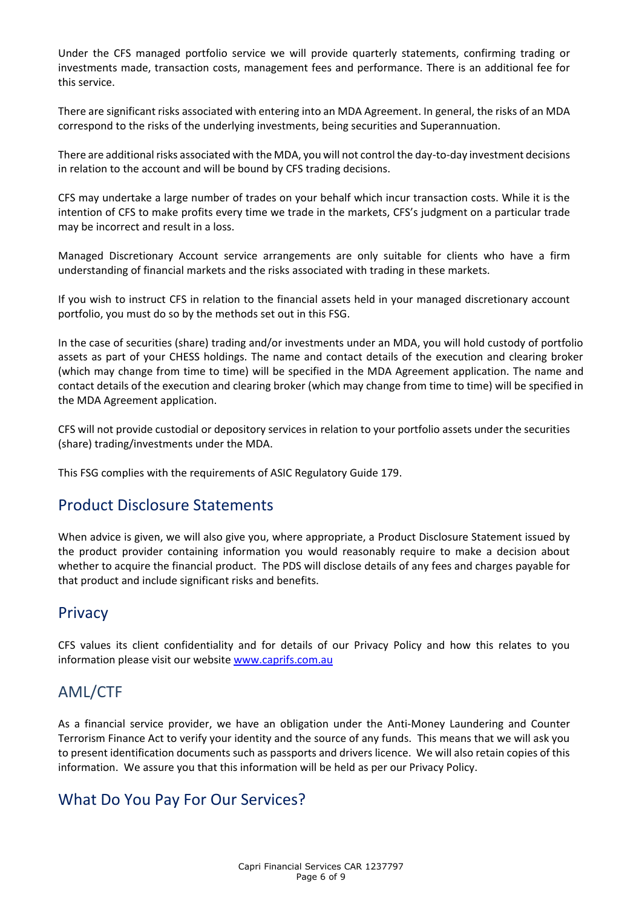Under the CFS managed portfolio service we will provide quarterly statements, confirming trading or investments made, transaction costs, management fees and performance. There is an additional fee for this service.

There are significant risks associated with entering into an MDA Agreement. In general, the risks of an MDA correspond to the risks of the underlying investments, being securities and Superannuation.

There are additional risks associated with the MDA, you will not control the day-to-day investment decisions in relation to the account and will be bound by CFS trading decisions.

CFS may undertake a large number of trades on your behalf which incur transaction costs. While it is the intention of CFS to make profits every time we trade in the markets, CFS's judgment on a particular trade may be incorrect and result in a loss.

Managed Discretionary Account service arrangements are only suitable for clients who have a firm understanding of financial markets and the risks associated with trading in these markets.

If you wish to instruct CFS in relation to the financial assets held in your managed discretionary account portfolio, you must do so by the methods set out in this FSG.

In the case of securities (share) trading and/or investments under an MDA, you will hold custody of portfolio assets as part of your CHESS holdings. The name and contact details of the execution and clearing broker (which may change from time to time) will be specified in the MDA Agreement application. The name and contact details of the execution and clearing broker (which may change from time to time) will be specified in the MDA Agreement application.

CFS will not provide custodial or depository services in relation to your portfolio assets under the securities (share) trading/investments under the MDA.

This FSG complies with the requirements of ASIC Regulatory Guide 179.

## Product Disclosure Statements

When advice is given, we will also give you, where appropriate, a Product Disclosure Statement issued by the product provider containing information you would reasonably require to make a decision about whether to acquire the financial product. The PDS will disclose details of any fees and charges payable for that product and include significant risks and benefits.

## Privacy

CFS values its client confidentiality and for details of our Privacy Policy and how this relates to you information please visit our website www.caprifs.com.au

## AML/CTF

As a financial service provider, we have an obligation under the Anti-Money Laundering and Counter Terrorism Finance Act to verify your identity and the source of any funds. This means that we will ask you to present identification documents such as passports and drivers licence. We will also retain copies of this information. We assure you that this information will be held as per our Privacy Policy.

## What Do You Pay For Our Services?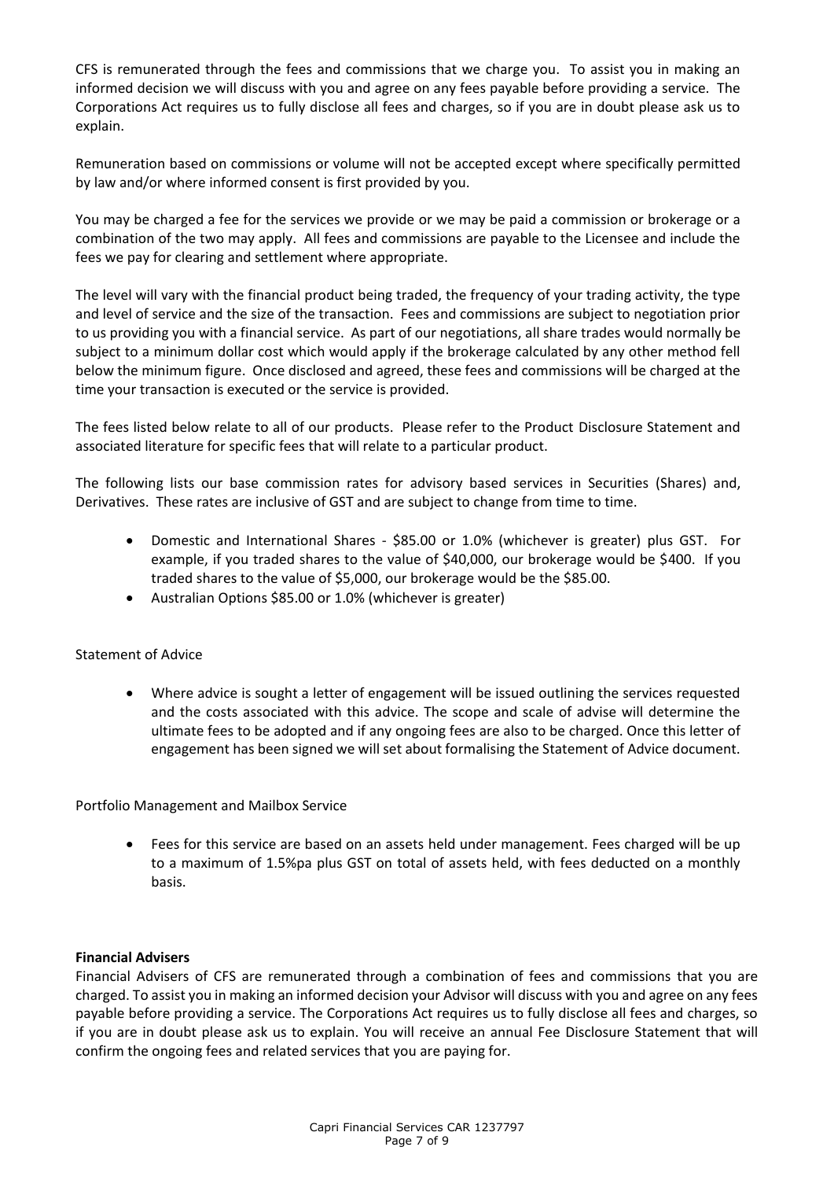CFS is remunerated through the fees and commissions that we charge you. To assist you in making an informed decision we will discuss with you and agree on any fees payable before providing a service. The Corporations Act requires us to fully disclose all fees and charges, so if you are in doubt please ask us to explain.

Remuneration based on commissions or volume will not be accepted except where specifically permitted by law and/or where informed consent is first provided by you.

You may be charged a fee for the services we provide or we may be paid a commission or brokerage or a combination of the two may apply. All fees and commissions are payable to the Licensee and include the fees we pay for clearing and settlement where appropriate.

The level will vary with the financial product being traded, the frequency of your trading activity, the type and level of service and the size of the transaction. Fees and commissions are subject to negotiation prior to us providing you with a financial service. As part of our negotiations, all share trades would normally be subject to a minimum dollar cost which would apply if the brokerage calculated by any other method fell below the minimum figure. Once disclosed and agreed, these fees and commissions will be charged at the time your transaction is executed or the service is provided.

The fees listed below relate to all of our products. Please refer to the Product Disclosure Statement and associated literature for specific fees that will relate to a particular product.

The following lists our base commission rates for advisory based services in Securities (Shares) and, Derivatives. These rates are inclusive of GST and are subject to change from time to time.

- Domestic and International Shares - $85.00 or 1.0% (whichever is greater) plus GST. For example, if you traded shares to the value of $40,000, our brokerage would be $400. If you traded shares to the value of $5,000, our brokerage would be the $85.00.
- Australian Options $85.00 or 1.0% (whichever is greater)

Statement of Advice

- Where advice is sought a letter of engagement will be issued outlining the services requested and the costs associated with this advice. The scope and scale of advise will determine the ultimate fees to be adopted and if any ongoing fees are also to be charged. Once this letter of engagement has been signed we will set about formalising the Statement of Advice document.

Portfolio Management and Mailbox Service

- Fees for this service are based on an assets held under management. Fees charged will be up to a maximum of 1.5%pa plus GST on total of assets held, with fees deducted on a monthly basis.

**Financial Advisers**

Financial Advisers of CFS are remunerated through a combination of fees and commissions that you are charged. To assist you in making an informed decision your Advisor will discuss with you and agree on any fees payable before providing a service. The Corporations Act requires us to fully disclose all fees and charges, so if you are in doubt please ask us to explain. You will receive an annual Fee Disclosure Statement that will confirm the ongoing fees and related services that you are paying for.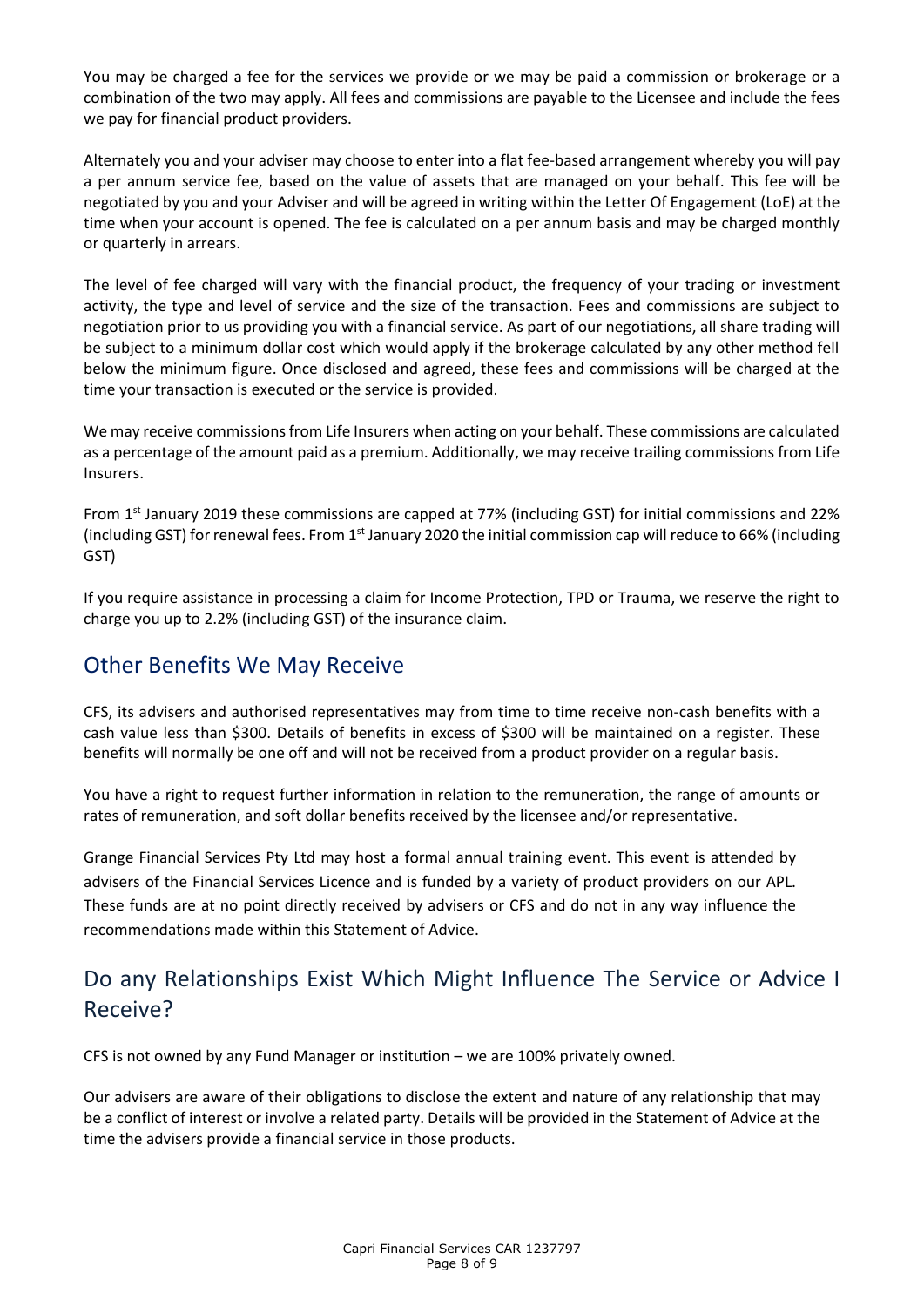You may be charged a fee for the services we provide or we may be paid a commission or brokerage or a combination of the two may apply. All fees and commissions are payable to the Licensee and include the fees we pay for financial product providers.

Alternately you and your adviser may choose to enter into a flat fee-based arrangement whereby you will pay a per annum service fee, based on the value of assets that are managed on your behalf. This fee will be negotiated by you and your Adviser and will be agreed in writing within the Letter Of Engagement (LoE) at the time when your account is opened. The fee is calculated on a per annum basis and may be charged monthly or quarterly in arrears.

The level of fee charged will vary with the financial product, the frequency of your trading or investment activity, the type and level of service and the size of the transaction. Fees and commissions are subject to negotiation prior to us providing you with a financial service. As part of our negotiations, all share trading will be subject to a minimum dollar cost which would apply if the brokerage calculated by any other method fell below the minimum figure. Once disclosed and agreed, these fees and commissions will be charged at the time your transaction is executed or the service is provided.

We may receive commissions from Life Insurers when acting on your behalf. These commissions are calculated as a percentage of the amount paid as a premium. Additionally, we may receive trailing commissions from Life Insurers.

From 1st January 2019 these commissions are capped at 77% (including GST) for initial commissions and 22% (including GST) for renewal fees. From 1st January 2020 the initial commission cap will reduce to 66% (including GST)

If you require assistance in processing a claim for Income Protection, TPD or Trauma, we reserve the right to charge you up to 2.2% (including GST) of the insurance claim.

## Other Benefits We May Receive

CFS, its advisers and authorised representatives may from time to time receive non-cash benefits with a cash value less than $300. Details of benefits in excess of $300 will be maintained on a register. These benefits will normally be one off and will not be received from a product provider on a regular basis.

You have a right to request further information in relation to the remuneration, the range of amounts or rates of remuneration, and soft dollar benefits received by the licensee and/or representative.

Grange Financial Services Pty Ltd may host a formal annual training event. This event is attended by advisers of the Financial Services Licence and is funded by a variety of product providers on our APL. These funds are at no point directly received by advisers or CFS and do not in any way influence the recommendations made within this Statement of Advice.

## Do any Relationships Exist Which Might Influence The Service or Advice I Receive?

CFS is not owned by any Fund Manager or institution – we are 100% privately owned.

Our advisers are aware of their obligations to disclose the extent and nature of any relationship that may be a conflict of interest or involve a related party. Details will be provided in the Statement of Advice at the time the advisers provide a financial service in those products.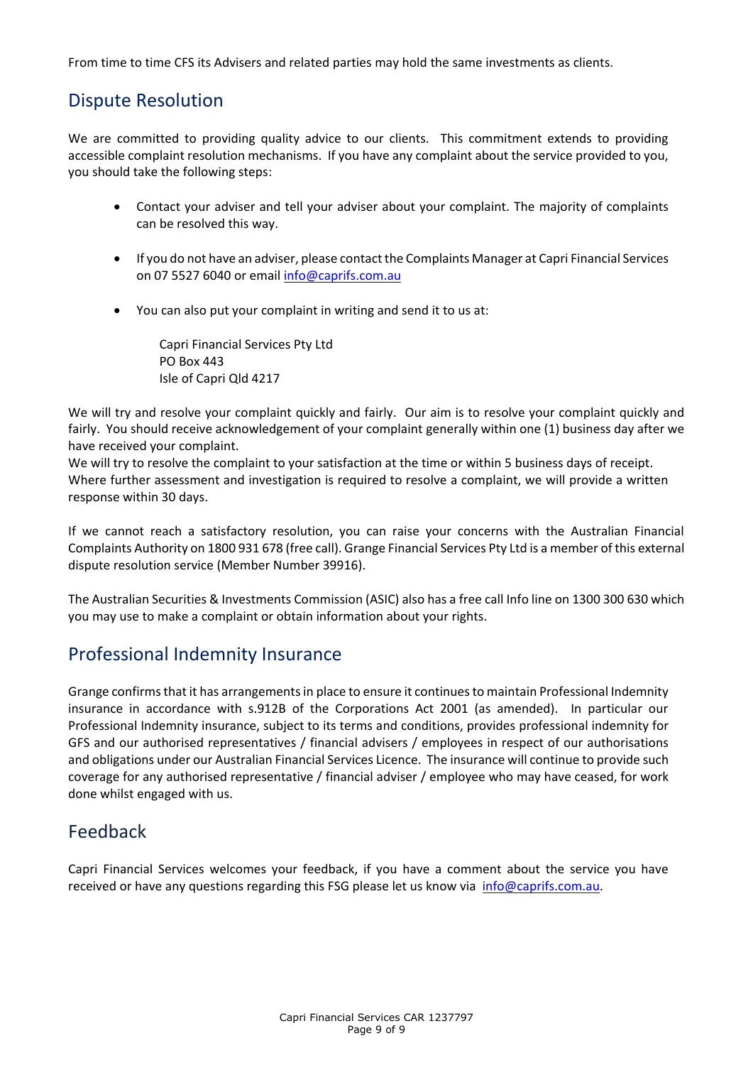From time to time CFS its Advisers and related parties may hold the same investments as clients.

## Dispute Resolution

We are committed to providing quality advice to our clients. This commitment extends to providing accessible complaint resolution mechanisms. If you have any complaint about the service provided to you, you should take the following steps:

- Contact your adviser and tell your adviser about your complaint. The majority of complaints can be resolved this way.
- If you do not have an adviser, please contact the Complaints Manager at Capri Financial Services on 07 5527 6040 or email info@caprifs.com.au
- You can also put your complaint in writing and send it to us at:

  Capri Financial Services Pty Ltd
  PO Box 443
  Isle of Capri Qld 4217

We will try and resolve your complaint quickly and fairly. Our aim is to resolve your complaint quickly and fairly. You should receive acknowledgement of your complaint generally within one (1) business day after we have received your complaint.
We will try to resolve the complaint to your satisfaction at the time or within 5 business days of receipt. Where further assessment and investigation is required to resolve a complaint, we will provide a written response within 30 days.

If we cannot reach a satisfactory resolution, you can raise your concerns with the Australian Financial Complaints Authority on 1800 931 678 (free call). Grange Financial Services Pty Ltd is a member of this external dispute resolution service (Member Number 39916).

The Australian Securities & Investments Commission (ASIC) also has a free call Info line on 1300 300 630 which you may use to make a complaint or obtain information about your rights.

## Professional Indemnity Insurance

Grange confirms that it has arrangements in place to ensure it continues to maintain Professional Indemnity insurance in accordance with s.912B of the Corporations Act 2001 (as amended). In particular our Professional Indemnity insurance, subject to its terms and conditions, provides professional indemnity for GFS and our authorised representatives / financial advisers / employees in respect of our authorisations and obligations under our Australian Financial Services Licence. The insurance will continue to provide such coverage for any authorised representative / financial adviser / employee who may have ceased, for work done whilst engaged with us.

## Feedback

Capri Financial Services welcomes your feedback, if you have a comment about the service you have received or have any questions regarding this FSG please let us know via info@caprifs.com.au.